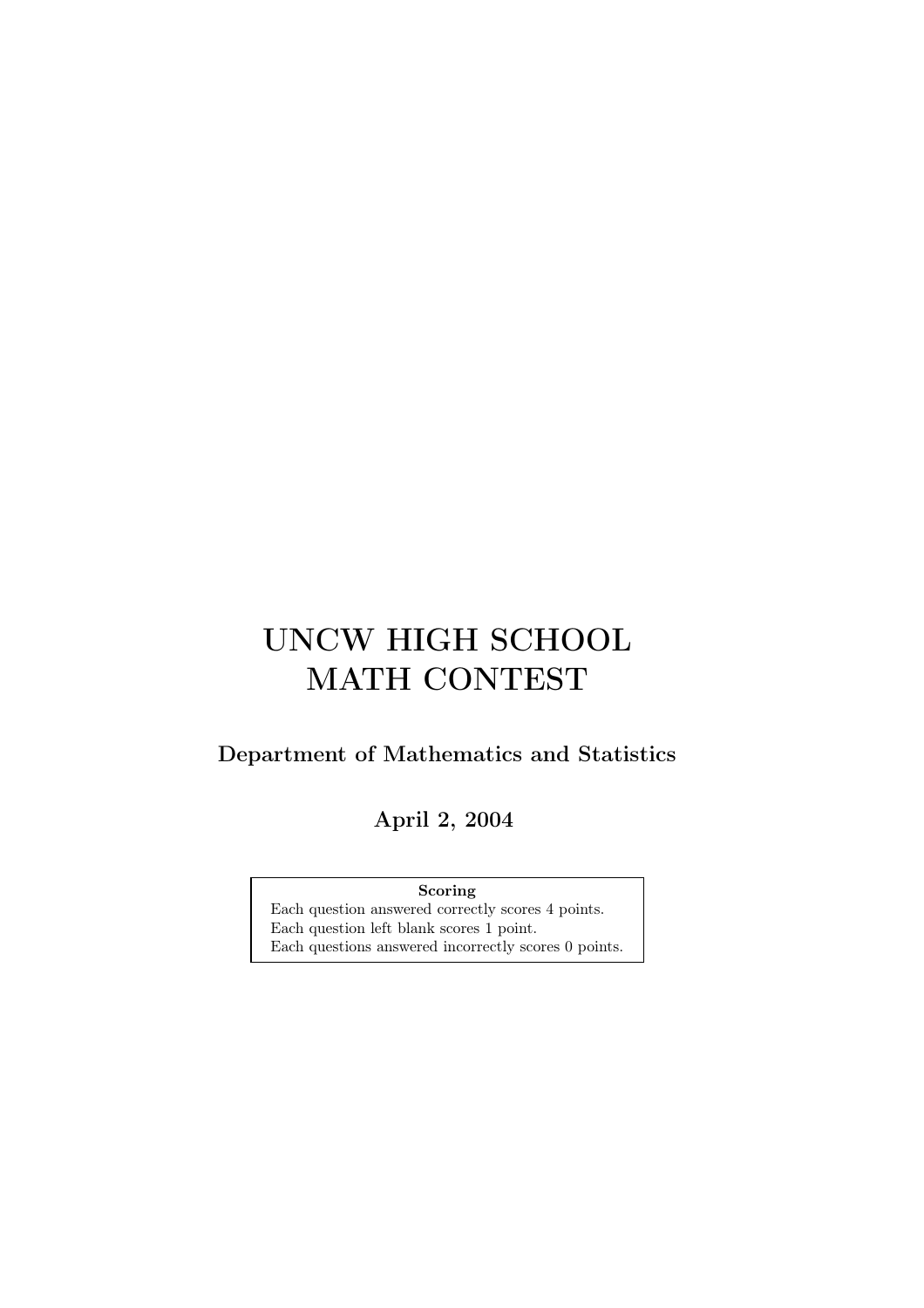# UNCW HIGH SCHOOL MATH CONTEST

**Department of Mathematics and Statistics**

**April 2, 2004**

**Scoring**

Each question answered correctly scores 4 points.
Each question left blank scores 1 point.
Each questions answered incorrectly scores 0 points.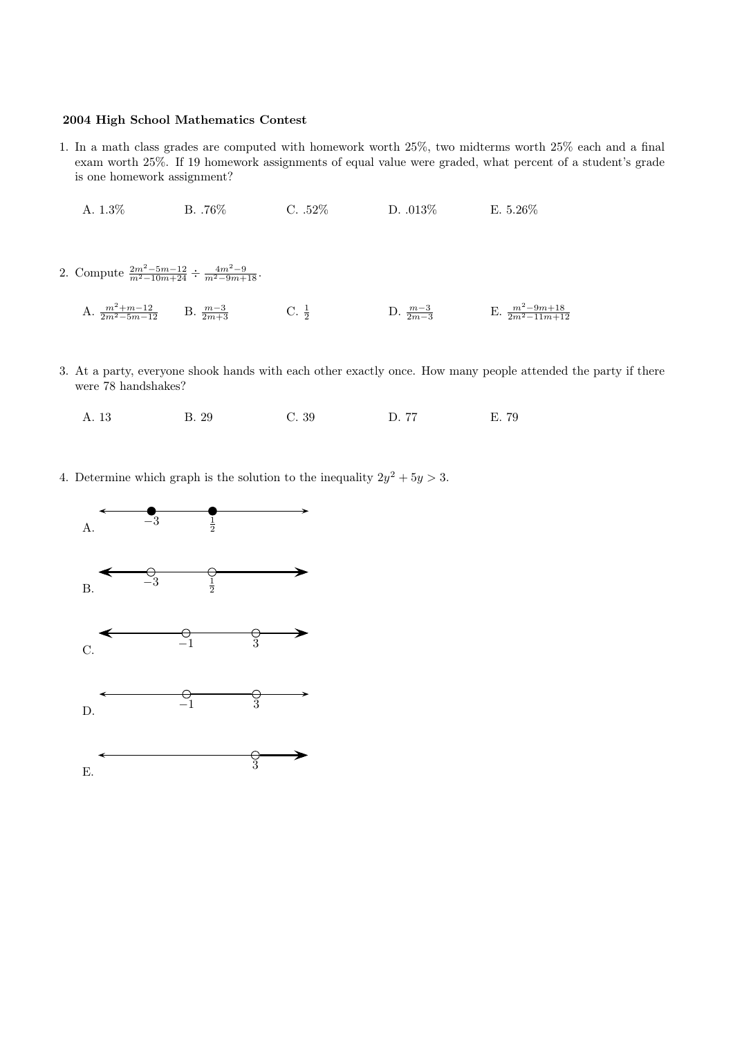**2004 High School Mathematics Contest**

1. In a math class grades are computed with homework worth 25%, two midterms worth 25% each and a final exam worth 25%. If 19 homework assignments of equal value were graded, what percent of a student's grade is one homework assignment?

   A. 1.3%    B. .76%    C. .52%    D. .013%    E. 5.26%

2. Compute $\frac{2m^2-5m-12}{m^2-10m+24} \div \frac{4m^2-9}{m^2-9m+18}$.

   A. $\frac{m^2+m-12}{2m^2-5m-12}$    B. $\frac{m-3}{2m+3}$    C. $\frac{1}{2}$    D. $\frac{m-3}{2m-3}$    E. $\frac{m^2-9m+18}{2m^2-11m+12}$

3. At a party, everyone shook hands with each other exactly once. How many people attended the party if there were 78 handshakes?

   A. 13    B. 29    C. 39    D. 77    E. 79

4. Determine which graph is the solution to the inequality $2y^2 + 5y > 3$.

   A. Number line with closed dots at $-3$ and $\frac{1}{2}$

   B. Number line with open dots at $-3$ and $\frac{1}{2}$, shaded to the left of $-3$ and to the right of $\frac{1}{2}$

   C. Number line with open dots at $-1$ and $3$, shaded to the left of $-1$ and to the right of $3$

   D. Number line with open dots at $-1$ and $3$, shaded between $-1$ and $3$

   E. Number line with open dot at $3$, shaded to the right of $3$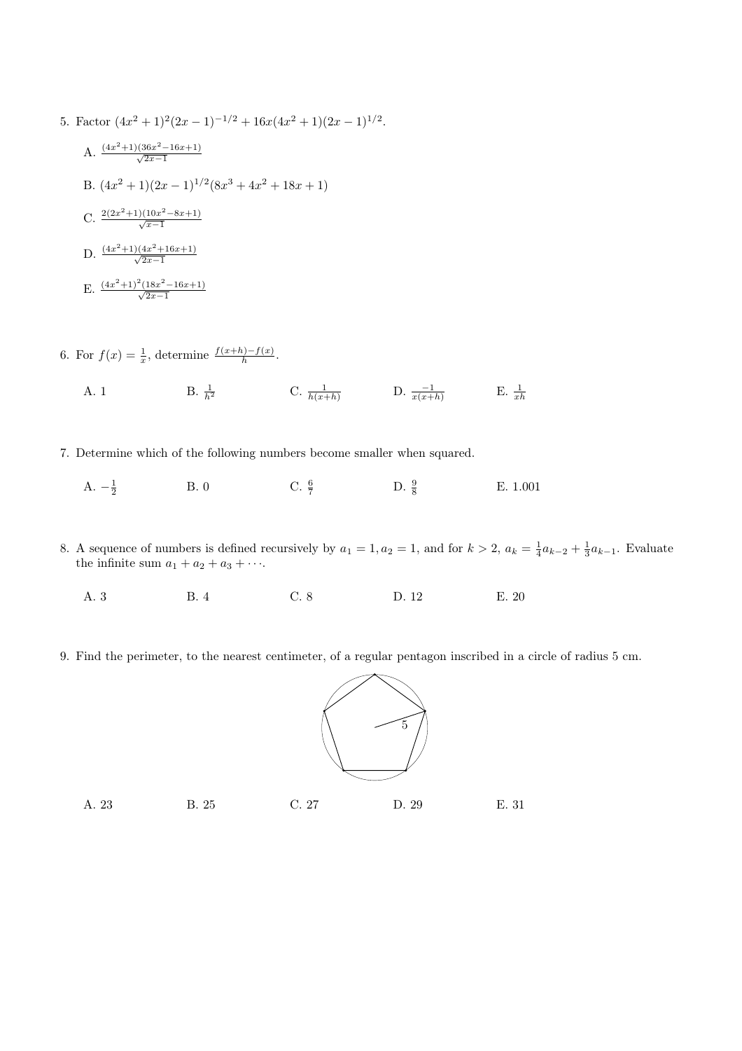5. Factor $(4x^2+1)^2(2x-1)^{-1/2} + 16x(4x^2+1)(2x-1)^{1/2}$.

   A. $\frac{(4x^2+1)(36x^2-16x+1)}{\sqrt{2x-1}}$

   B. $(4x^2+1)(2x-1)^{1/2}(8x^3+4x^2+18x+1)$

   C. $\frac{2(2x^2+1)(10x^2-8x+1)}{\sqrt{x-1}}$

   D. $\frac{(4x^2+1)(4x^2+16x+1)}{\sqrt{2x-1}}$

   E. $\frac{(4x^2+1)^2(18x^2-16x+1)}{\sqrt{2x-1}}$

6. For $f(x) = \frac{1}{x}$, determine $\frac{f(x+h)-f(x)}{h}$.

   A. 1 B. $\frac{1}{h^2}$ C. $\frac{1}{h(x+h)}$ D. $\frac{-1}{x(x+h)}$ E. $\frac{1}{xh}$

7. Determine which of the following numbers become smaller when squared.

   A. $-\frac{1}{2}$ B. 0 C. $\frac{6}{7}$ D. $\frac{9}{8}$ E. 1.001

8. A sequence of numbers is defined recursively by $a_1 = 1, a_2 = 1$, and for $k > 2$, $a_k = \frac{1}{4}a_{k-2} + \frac{1}{3}a_{k-1}$. Evaluate the infinite sum $a_1 + a_2 + a_3 + \cdots$.

   A. 3 B. 4 C. 8 D. 12 E. 20

9. Find the perimeter, to the nearest centimeter, of a regular pentagon inscribed in a circle of radius 5 cm.

   A. 23 B. 25 C. 27 D. 29 E. 31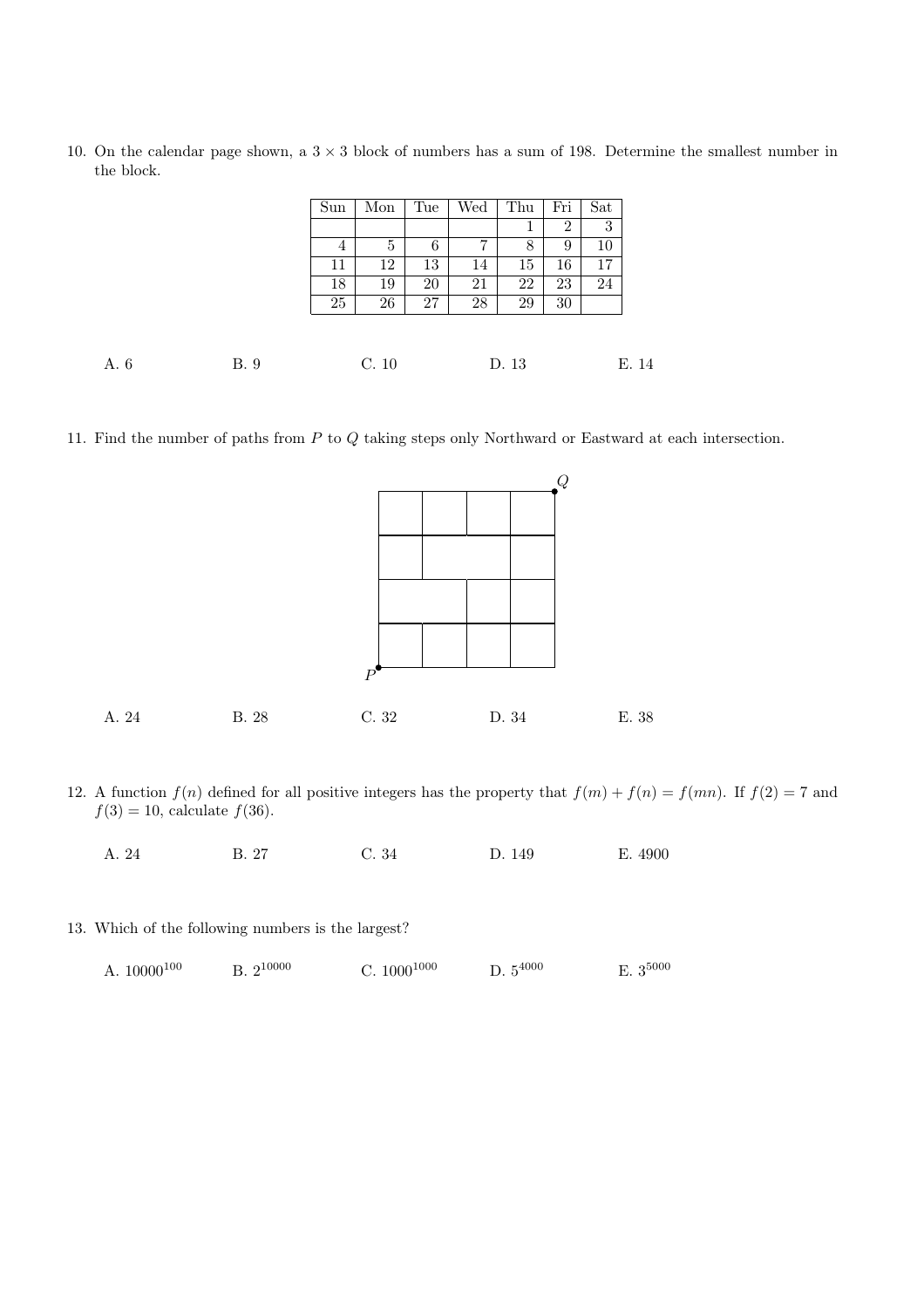10. On the calendar page shown, a $3 \times 3$ block of numbers has a sum of 198. Determine the smallest number in the block.

| Sun | Mon | Tue | Wed | Thu | Fri | Sat |
|---|---|---|---|---|---|---|
| | | | | 1 | 2 | 3 |
| 4 | 5 | 6 | 7 | 8 | 9 | 10 |
| 11 | 12 | 13 | 14 | 15 | 16 | 17 |
| 18 | 19 | 20 | 21 | 22 | 23 | 24 |
| 25 | 26 | 27 | 28 | 29 | 30 | |

A. 6 B. 9 C. 10 D. 13 E. 14

11. Find the number of paths from $P$ to $Q$ taking steps only Northward or Eastward at each intersection.

A. 24 B. 28 C. 32 D. 34 E. 38

12. A function $f(n)$ defined for all positive integers has the property that $f(m) + f(n) = f(mn)$. If $f(2) = 7$ and $f(3) = 10$, calculate $f(36)$.

A. 24 B. 27 C. 34 D. 149 E. 4900

13. Which of the following numbers is the largest?

A. $10000^{100}$ B. $2^{10000}$ C. $1000^{1000}$ D. $5^{4000}$ E. $3^{5000}$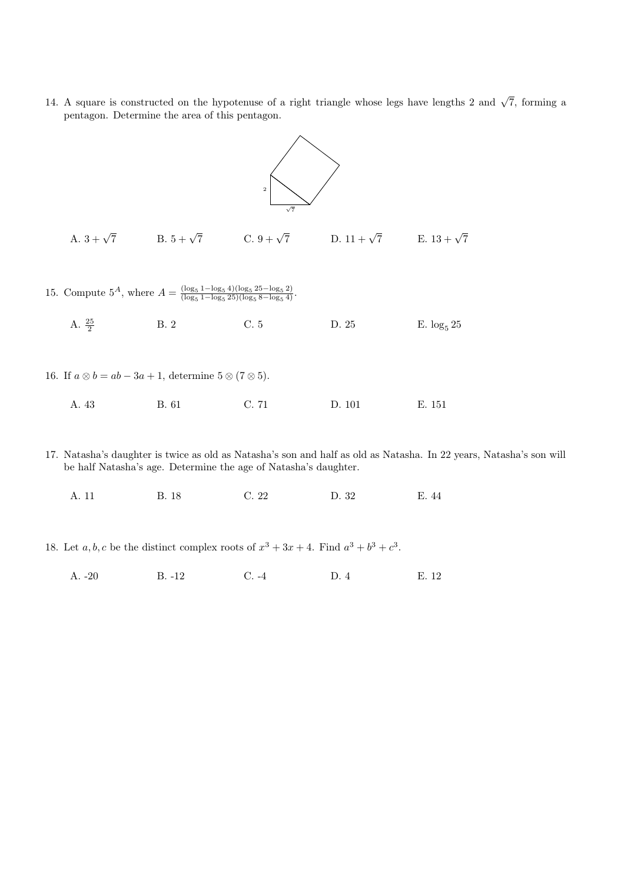14. A square is constructed on the hypotenuse of a right triangle whose legs have lengths 2 and $\sqrt{7}$, forming a pentagon. Determine the area of this pentagon.

A. $3 + \sqrt{7}$ B. $5 + \sqrt{7}$ C. $9 + \sqrt{7}$ D. $11 + \sqrt{7}$ E. $13 + \sqrt{7}$

15. Compute $5^A$, where $A = \frac{(\log_5 1 - \log_5 4)(\log_5 25 - \log_5 2)}{(\log_5 1 - \log_5 25)(\log_5 8 - \log_5 4)}$.

A. $\frac{25}{2}$ B. 2 C. 5 D. 25 E. $\log_5 25$

16. If $a \otimes b = ab - 3a + 1$, determine $5 \otimes (7 \otimes 5)$.

A. 43 B. 61 C. 71 D. 101 E. 151

17. Natasha's daughter is twice as old as Natasha's son and half as old as Natasha. In 22 years, Natasha's son will be half Natasha's age. Determine the age of Natasha's daughter.

A. 11 B. 18 C. 22 D. 32 E. 44

18. Let $a, b, c$ be the distinct complex roots of $x^3 + 3x + 4$. Find $a^3 + b^3 + c^3$.

A. -20 B. -12 C. -4 D. 4 E. 12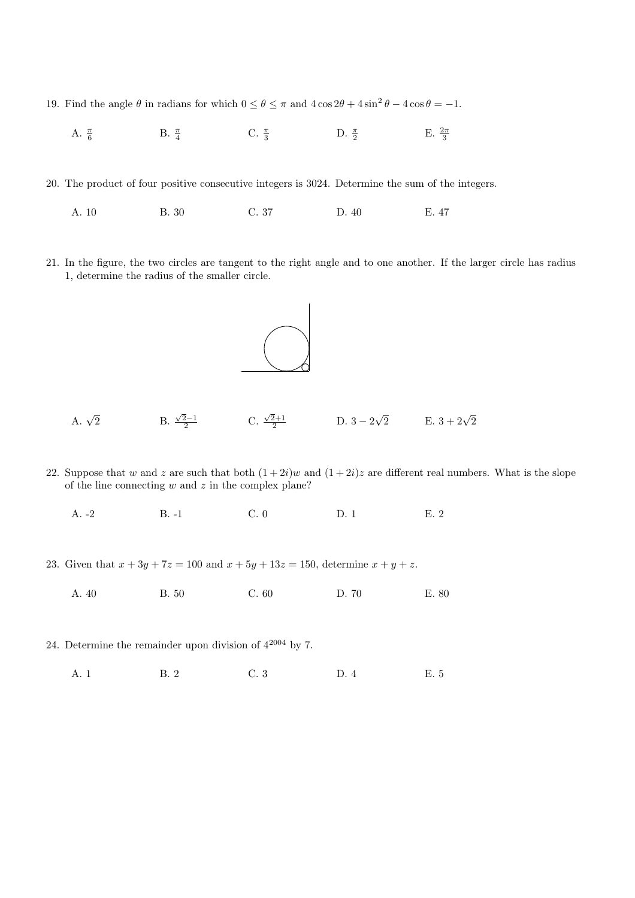19. Find the angle $\theta$ in radians for which $0 \leq \theta \leq \pi$ and $4\cos 2\theta + 4\sin^2\theta - 4\cos\theta = -1$.

    A. $\frac{\pi}{6}$ B. $\frac{\pi}{4}$ C. $\frac{\pi}{3}$ D. $\frac{\pi}{2}$ E. $\frac{2\pi}{3}$

20. The product of four positive consecutive integers is 3024. Determine the sum of the integers.

    A. 10 B. 30 C. 37 D. 40 E. 47

21. In the figure, the two circles are tangent to the right angle and to one another. If the larger circle has radius 1, determine the radius of the smaller circle.

    A. $\sqrt{2}$ B. $\frac{\sqrt{2}-1}{2}$ C. $\frac{\sqrt{2}+1}{2}$ D. $3-2\sqrt{2}$ E. $3+2\sqrt{2}$

22. Suppose that $w$ and $z$ are such that both $(1+2i)w$ and $(1+2i)z$ are different real numbers. What is the slope of the line connecting $w$ and $z$ in the complex plane?

    A. -2 B. -1 C. 0 D. 1 E. 2

23. Given that $x + 3y + 7z = 100$ and $x + 5y + 13z = 150$, determine $x + y + z$.

    A. 40 B. 50 C. 60 D. 70 E. 80

24. Determine the remainder upon division of $4^{2004}$ by 7.

    A. 1 B. 2 C. 3 D. 4 E. 5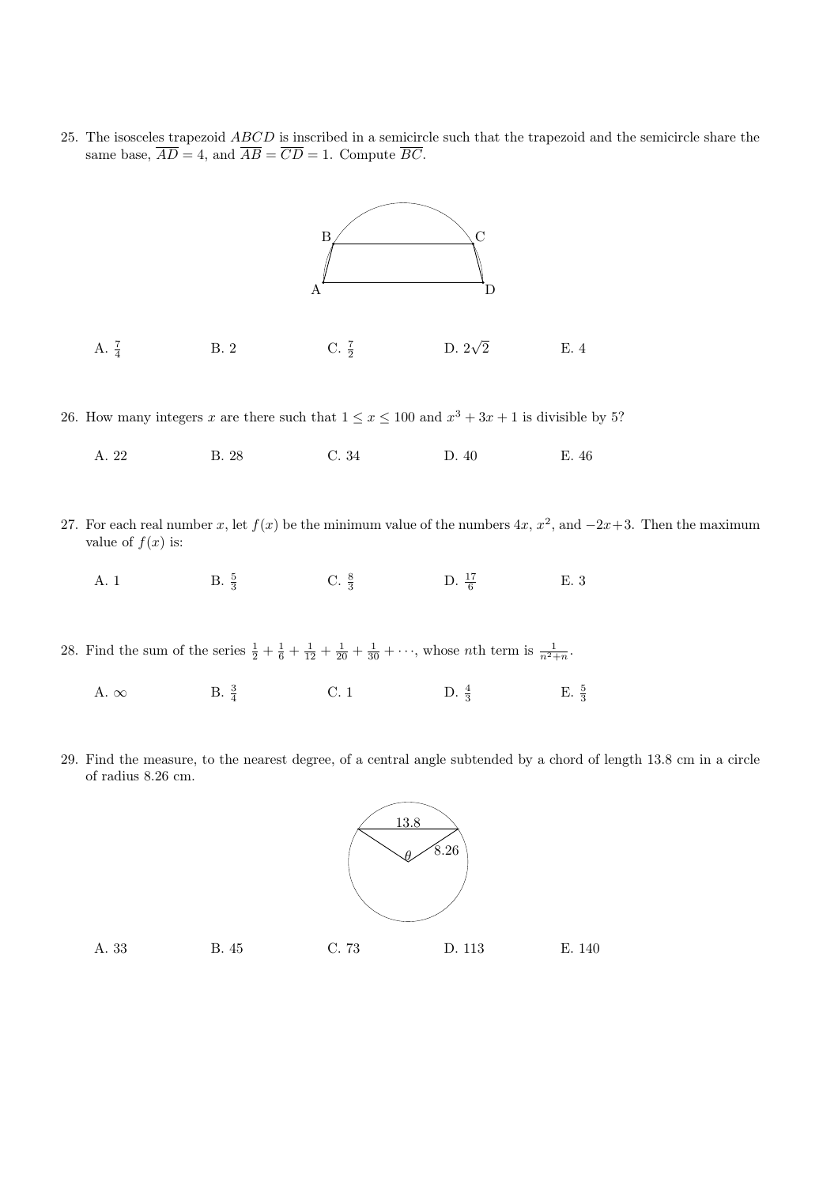25. The isosceles trapezoid $ABCD$ is inscribed in a semicircle such that the trapezoid and the semicircle share the same base, $\overline{AD} = 4$, and $\overline{AB} = \overline{CD} = 1$. Compute $\overline{BC}$.

A. $\frac{7}{4}$ B. 2 C. $\frac{7}{2}$ D. $2\sqrt{2}$ E. 4

26. How many integers $x$ are there such that $1 \leq x \leq 100$ and $x^3 + 3x + 1$ is divisible by 5?

A. 22 B. 28 C. 34 D. 40 E. 46

27. For each real number $x$, let $f(x)$ be the minimum value of the numbers $4x$, $x^2$, and $-2x+3$. Then the maximum value of $f(x)$ is:

A. 1 B. $\frac{5}{3}$ C. $\frac{8}{3}$ D. $\frac{17}{6}$ E. 3

28. Find the sum of the series $\frac{1}{2} + \frac{1}{6} + \frac{1}{12} + \frac{1}{20} + \frac{1}{30} + \cdots$, whose $n$th term is $\frac{1}{n^2+n}$.

A. $\infty$ B. $\frac{3}{4}$ C. 1 D. $\frac{4}{3}$ E. $\frac{5}{3}$

29. Find the measure, to the nearest degree, of a central angle subtended by a chord of length 13.8 cm in a circle of radius 8.26 cm.

A. 33 B. 45 C. 73 D. 113 E. 140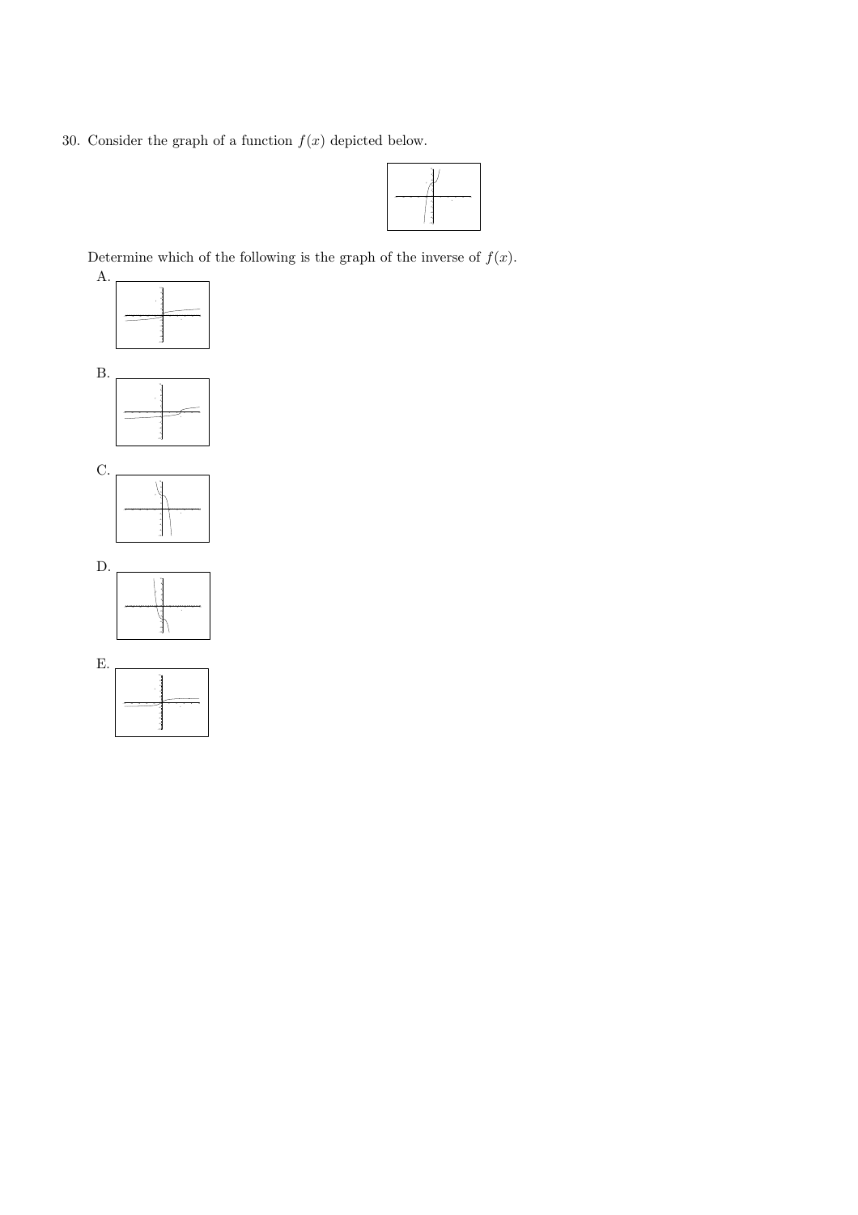30. Consider the graph of a function $f(x)$ depicted below.

Determine which of the following is the graph of the inverse of $f(x)$.

A.

B.

C.

D.

E.